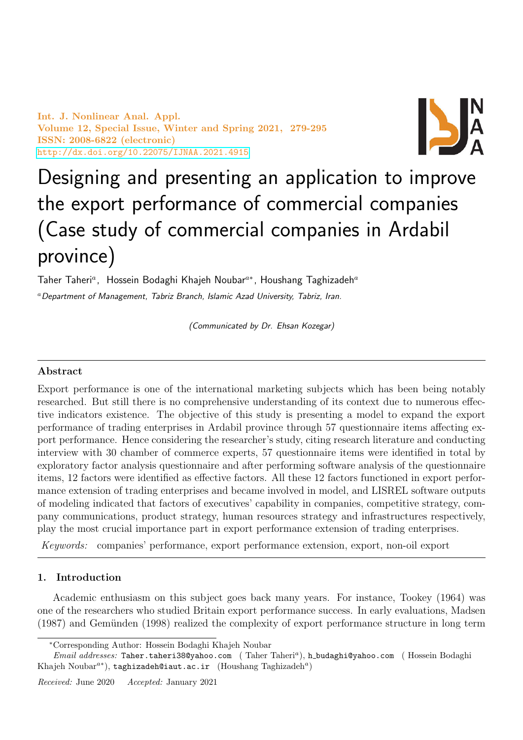# Designing and presenting an application to improve the export performance of commercial companies (Case study of commercial companies in Ardabil province)

Taher Taheri[a], Hossein Bodaghi Khajeh Noubar[a*], Houshang Taghizadeh[a]

[a]*Department of Management, Tabriz Branch, Islamic Azad University, Tabriz, Iran.*

*(Communicated by Dr. Ehsan Kozegar)*

## Abstract

Export performance is one of the international marketing subjects which has been being notably researched. But still there is no comprehensive understanding of its context due to numerous effective indicators existence. The objective of this study is presenting a model to expand the export performance of trading enterprises in Ardabil province through 57 questionnaire items affecting export performance. Hence considering the researcher's study, citing research literature and conducting interview with 30 chamber of commerce experts, 57 questionnaire items were identified in total by exploratory factor analysis questionnaire and after performing software analysis of the questionnaire items, 12 factors were identified as effective factors. All these 12 factors functioned in export performance extension of trading enterprises and became involved in model, and LISREL software outputs of modeling indicated that factors of executives' capability in companies, competitive strategy, company communications, product strategy, human resources strategy and infrastructures respectively, play the most crucial importance part in export performance extension of trading enterprises.

*Keywords:* companies' performance, export performance extension, export, non-oil export

## 1. Introduction

Academic enthusiasm on this subject goes back many years. For instance, Tookey (1964) was one of the researchers who studied Britain export performance success. In early evaluations, Madsen (1987) and Gemünden (1998) realized the complexity of export performance structure in long term

---

*Corresponding Author: Hossein Bodaghi Khajeh Noubar

*Email addresses:* Taher.taheri38@yahoo.com (Taher Taheri[a]), h_budaghi@yahoo.com (Hossein Bodaghi Khajeh Noubar[a*]), taghizadeh@iaut.ac.ir (Houshang Taghizadeh[a])

*Received:* June 2020 *Accepted:* January 2021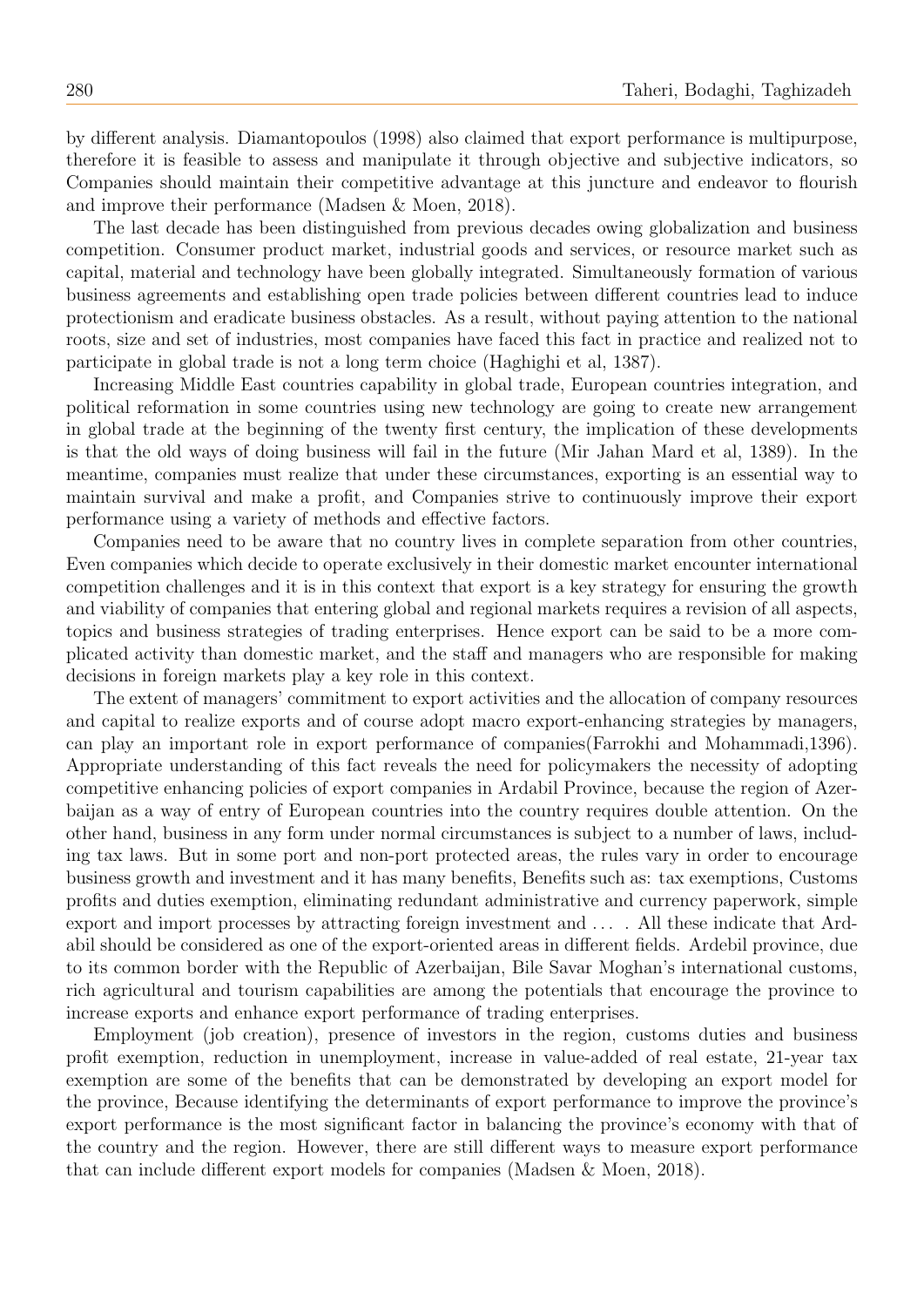by different analysis. Diamantopoulos (1998) also claimed that export performance is multipurpose, therefore it is feasible to assess and manipulate it through objective and subjective indicators, so Companies should maintain their competitive advantage at this juncture and endeavor to flourish and improve their performance (Madsen & Moen, 2018).

The last decade has been distinguished from previous decades owing globalization and business competition. Consumer product market, industrial goods and services, or resource market such as capital, material and technology have been globally integrated. Simultaneously formation of various business agreements and establishing open trade policies between different countries lead to induce protectionism and eradicate business obstacles. As a result, without paying attention to the national roots, size and set of industries, most companies have faced this fact in practice and realized not to participate in global trade is not a long term choice (Haghighi et al, 1387).

Increasing Middle East countries capability in global trade, European countries integration, and political reformation in some countries using new technology are going to create new arrangement in global trade at the beginning of the twenty first century, the implication of these developments is that the old ways of doing business will fail in the future (Mir Jahan Mard et al, 1389). In the meantime, companies must realize that under these circumstances, exporting is an essential way to maintain survival and make a profit, and Companies strive to continuously improve their export performance using a variety of methods and effective factors.

Companies need to be aware that no country lives in complete separation from other countries, Even companies which decide to operate exclusively in their domestic market encounter international competition challenges and it is in this context that export is a key strategy for ensuring the growth and viability of companies that entering global and regional markets requires a revision of all aspects, topics and business strategies of trading enterprises. Hence export can be said to be a more complicated activity than domestic market, and the staff and managers who are responsible for making decisions in foreign markets play a key role in this context.

The extent of managers' commitment to export activities and the allocation of company resources and capital to realize exports and of course adopt macro export-enhancing strategies by managers, can play an important role in export performance of companies(Farrokhi and Mohammadi,1396). Appropriate understanding of this fact reveals the need for policymakers the necessity of adopting competitive enhancing policies of export companies in Ardabil Province, because the region of Azerbaijan as a way of entry of European countries into the country requires double attention. On the other hand, business in any form under normal circumstances is subject to a number of laws, including tax laws. But in some port and non-port protected areas, the rules vary in order to encourage business growth and investment and it has many benefits, Benefits such as: tax exemptions, Customs profits and duties exemption, eliminating redundant administrative and currency paperwork, simple export and import processes by attracting foreign investment and ... . All these indicate that Ardabil should be considered as one of the export-oriented areas in different fields. Ardebil province, due to its common border with the Republic of Azerbaijan, Bile Savar Moghan's international customs, rich agricultural and tourism capabilities are among the potentials that encourage the province to increase exports and enhance export performance of trading enterprises.

Employment (job creation), presence of investors in the region, customs duties and business profit exemption, reduction in unemployment, increase in value-added of real estate, 21-year tax exemption are some of the benefits that can be demonstrated by developing an export model for the province, Because identifying the determinants of export performance to improve the province's export performance is the most significant factor in balancing the province's economy with that of the country and the region. However, there are still different ways to measure export performance that can include different export models for companies (Madsen & Moen, 2018).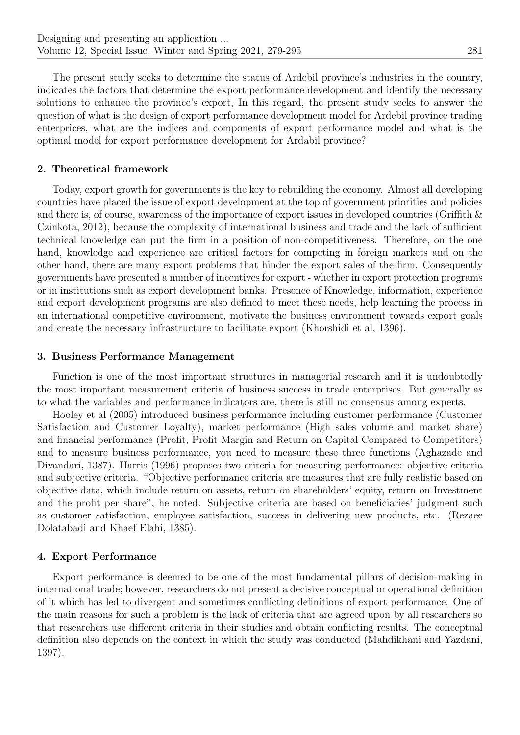The present study seeks to determine the status of Ardebil province's industries in the country, indicates the factors that determine the export performance development and identify the necessary solutions to enhance the province's export, In this regard, the present study seeks to answer the question of what is the design of export performance development model for Ardebil province trading enterprices, what are the indices and components of export performance model and what is the optimal model for export performance development for Ardabil province?

## 2. Theoretical framework

Today, export growth for governments is the key to rebuilding the economy. Almost all developing countries have placed the issue of export development at the top of government priorities and policies and there is, of course, awareness of the importance of export issues in developed countries (Griffith & Czinkota, 2012), because the complexity of international business and trade and the lack of sufficient technical knowledge can put the firm in a position of non-competitiveness. Therefore, on the one hand, knowledge and experience are critical factors for competing in foreign markets and on the other hand, there are many export problems that hinder the export sales of the firm. Consequently governments have presented a number of incentives for export - whether in export protection programs or in institutions such as export development banks. Presence of Knowledge, information, experience and export development programs are also defined to meet these needs, help learning the process in an international competitive environment, motivate the business environment towards export goals and create the necessary infrastructure to facilitate export (Khorshidi et al, 1396).

## 3. Business Performance Management

Function is one of the most important structures in managerial research and it is undoubtedly the most important measurement criteria of business success in trade enterprises. But generally as to what the variables and performance indicators are, there is still no consensus among experts.

Hooley et al (2005) introduced business performance including customer performance (Customer Satisfaction and Customer Loyalty), market performance (High sales volume and market share) and financial performance (Profit, Profit Margin and Return on Capital Compared to Competitors) and to measure business performance, you need to measure these three functions (Aghazade and Divandari, 1387). Harris (1996) proposes two criteria for measuring performance: objective criteria and subjective criteria. "Objective performance criteria are measures that are fully realistic based on objective data, which include return on assets, return on shareholders' equity, return on Investment and the profit per share", he noted. Subjective criteria are based on beneficiaries' judgment such as customer satisfaction, employee satisfaction, success in delivering new products, etc. (Rezaee Dolatabadi and Khaef Elahi, 1385).

## 4. Export Performance

Export performance is deemed to be one of the most fundamental pillars of decision-making in international trade; however, researchers do not present a decisive conceptual or operational definition of it which has led to divergent and sometimes conflicting definitions of export performance. One of the main reasons for such a problem is the lack of criteria that are agreed upon by all researchers so that researchers use different criteria in their studies and obtain conflicting results. The conceptual definition also depends on the context in which the study was conducted (Mahdikhani and Yazdani, 1397).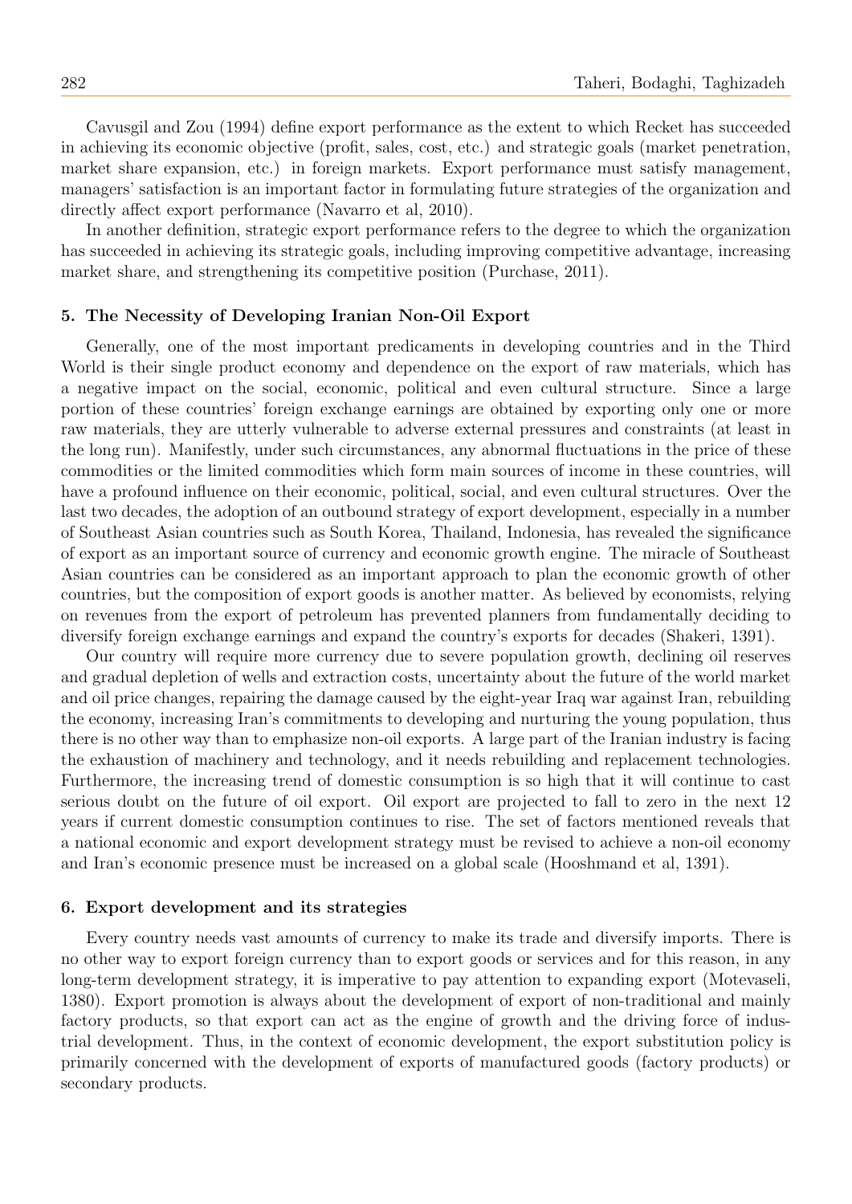Cavusgil and Zou (1994) define export performance as the extent to which Recket has succeeded in achieving its economic objective (profit, sales, cost, etc.) and strategic goals (market penetration, market share expansion, etc.) in foreign markets. Export performance must satisfy management, managers' satisfaction is an important factor in formulating future strategies of the organization and directly affect export performance (Navarro et al, 2010).

In another definition, strategic export performance refers to the degree to which the organization has succeeded in achieving its strategic goals, including improving competitive advantage, increasing market share, and strengthening its competitive position (Purchase, 2011).

## 5. The Necessity of Developing Iranian Non-Oil Export

Generally, one of the most important predicaments in developing countries and in the Third World is their single product economy and dependence on the export of raw materials, which has a negative impact on the social, economic, political and even cultural structure. Since a large portion of these countries' foreign exchange earnings are obtained by exporting only one or more raw materials, they are utterly vulnerable to adverse external pressures and constraints (at least in the long run). Manifestly, under such circumstances, any abnormal fluctuations in the price of these commodities or the limited commodities which form main sources of income in these countries, will have a profound influence on their economic, political, social, and even cultural structures. Over the last two decades, the adoption of an outbound strategy of export development, especially in a number of Southeast Asian countries such as South Korea, Thailand, Indonesia, has revealed the significance of export as an important source of currency and economic growth engine. The miracle of Southeast Asian countries can be considered as an important approach to plan the economic growth of other countries, but the composition of export goods is another matter. As believed by economists, relying on revenues from the export of petroleum has prevented planners from fundamentally deciding to diversify foreign exchange earnings and expand the country's exports for decades (Shakeri, 1391).

Our country will require more currency due to severe population growth, declining oil reserves and gradual depletion of wells and extraction costs, uncertainty about the future of the world market and oil price changes, repairing the damage caused by the eight-year Iraq war against Iran, rebuilding the economy, increasing Iran's commitments to developing and nurturing the young population, thus there is no other way than to emphasize non-oil exports. A large part of the Iranian industry is facing the exhaustion of machinery and technology, and it needs rebuilding and replacement technologies. Furthermore, the increasing trend of domestic consumption is so high that it will continue to cast serious doubt on the future of oil export. Oil export are projected to fall to zero in the next 12 years if current domestic consumption continues to rise. The set of factors mentioned reveals that a national economic and export development strategy must be revised to achieve a non-oil economy and Iran's economic presence must be increased on a global scale (Hooshmand et al, 1391).

## 6. Export development and its strategies

Every country needs vast amounts of currency to make its trade and diversify imports. There is no other way to export foreign currency than to export goods or services and for this reason, in any long-term development strategy, it is imperative to pay attention to expanding export (Motevaseli, 1380). Export promotion is always about the development of export of non-traditional and mainly factory products, so that export can act as the engine of growth and the driving force of industrial development. Thus, in the context of economic development, the export substitution policy is primarily concerned with the development of exports of manufactured goods (factory products) or secondary products.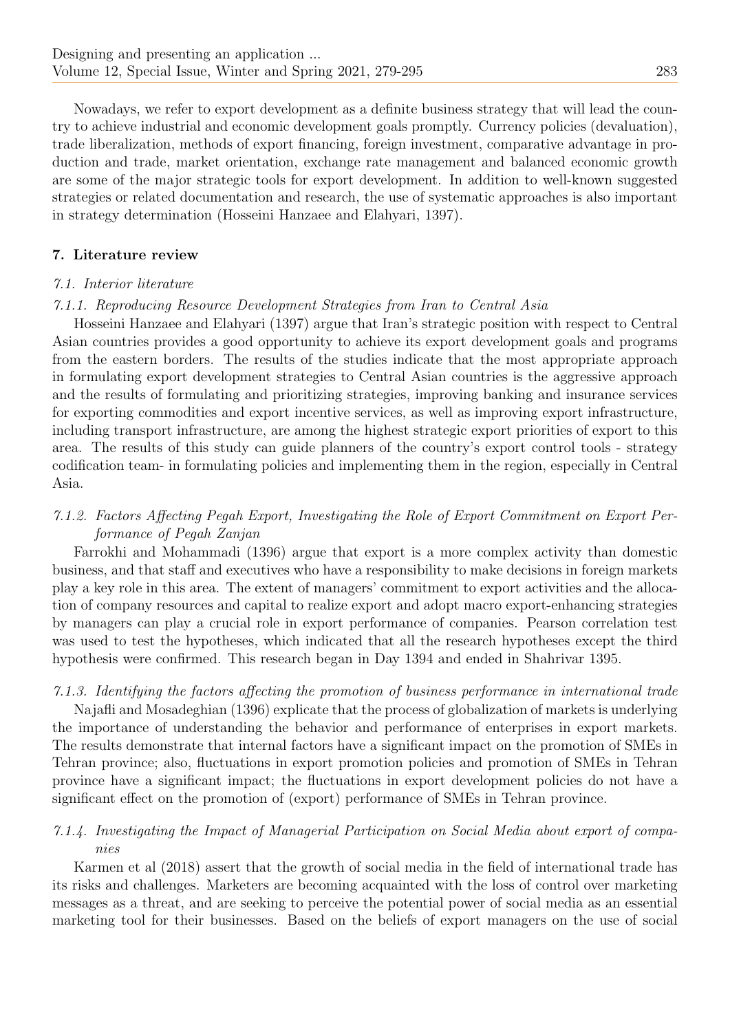Nowadays, we refer to export development as a definite business strategy that will lead the country to achieve industrial and economic development goals promptly. Currency policies (devaluation), trade liberalization, methods of export financing, foreign investment, comparative advantage in production and trade, market orientation, exchange rate management and balanced economic growth are some of the major strategic tools for export development. In addition to well-known suggested strategies or related documentation and research, the use of systematic approaches is also important in strategy determination (Hosseini Hanzaee and Elahyari, 1397).

## 7. Literature review

### *7.1. Interior literature*

#### *7.1.1. Reproducing Resource Development Strategies from Iran to Central Asia*

Hosseini Hanzaee and Elahyari (1397) argue that Iran's strategic position with respect to Central Asian countries provides a good opportunity to achieve its export development goals and programs from the eastern borders. The results of the studies indicate that the most appropriate approach in formulating export development strategies to Central Asian countries is the aggressive approach and the results of formulating and prioritizing strategies, improving banking and insurance services for exporting commodities and export incentive services, as well as improving export infrastructure, including transport infrastructure, are among the highest strategic export priorities of export to this area. The results of this study can guide planners of the country's export control tools - strategy codification team- in formulating policies and implementing them in the region, especially in Central Asia.

#### *7.1.2. Factors Affecting Pegah Export, Investigating the Role of Export Commitment on Export Performance of Pegah Zanjan*

Farrokhi and Mohammadi (1396) argue that export is a more complex activity than domestic business, and that staff and executives who have a responsibility to make decisions in foreign markets play a key role in this area. The extent of managers' commitment to export activities and the allocation of company resources and capital to realize export and adopt macro export-enhancing strategies by managers can play a crucial role in export performance of companies. Pearson correlation test was used to test the hypotheses, which indicated that all the research hypotheses except the third hypothesis were confirmed. This research began in Day 1394 and ended in Shahrivar 1395.

#### *7.1.3. Identifying the factors affecting the promotion of business performance in international trade*

Najafli and Mosadeghian (1396) explicate that the process of globalization of markets is underlying the importance of understanding the behavior and performance of enterprises in export markets. The results demonstrate that internal factors have a significant impact on the promotion of SMEs in Tehran province; also, fluctuations in export promotion policies and promotion of SMEs in Tehran province have a significant impact; the fluctuations in export development policies do not have a significant effect on the promotion of (export) performance of SMEs in Tehran province.

#### *7.1.4. Investigating the Impact of Managerial Participation on Social Media about export of companies*

Karmen et al (2018) assert that the growth of social media in the field of international trade has its risks and challenges. Marketers are becoming acquainted with the loss of control over marketing messages as a threat, and are seeking to perceive the potential power of social media as an essential marketing tool for their businesses. Based on the beliefs of export managers on the use of social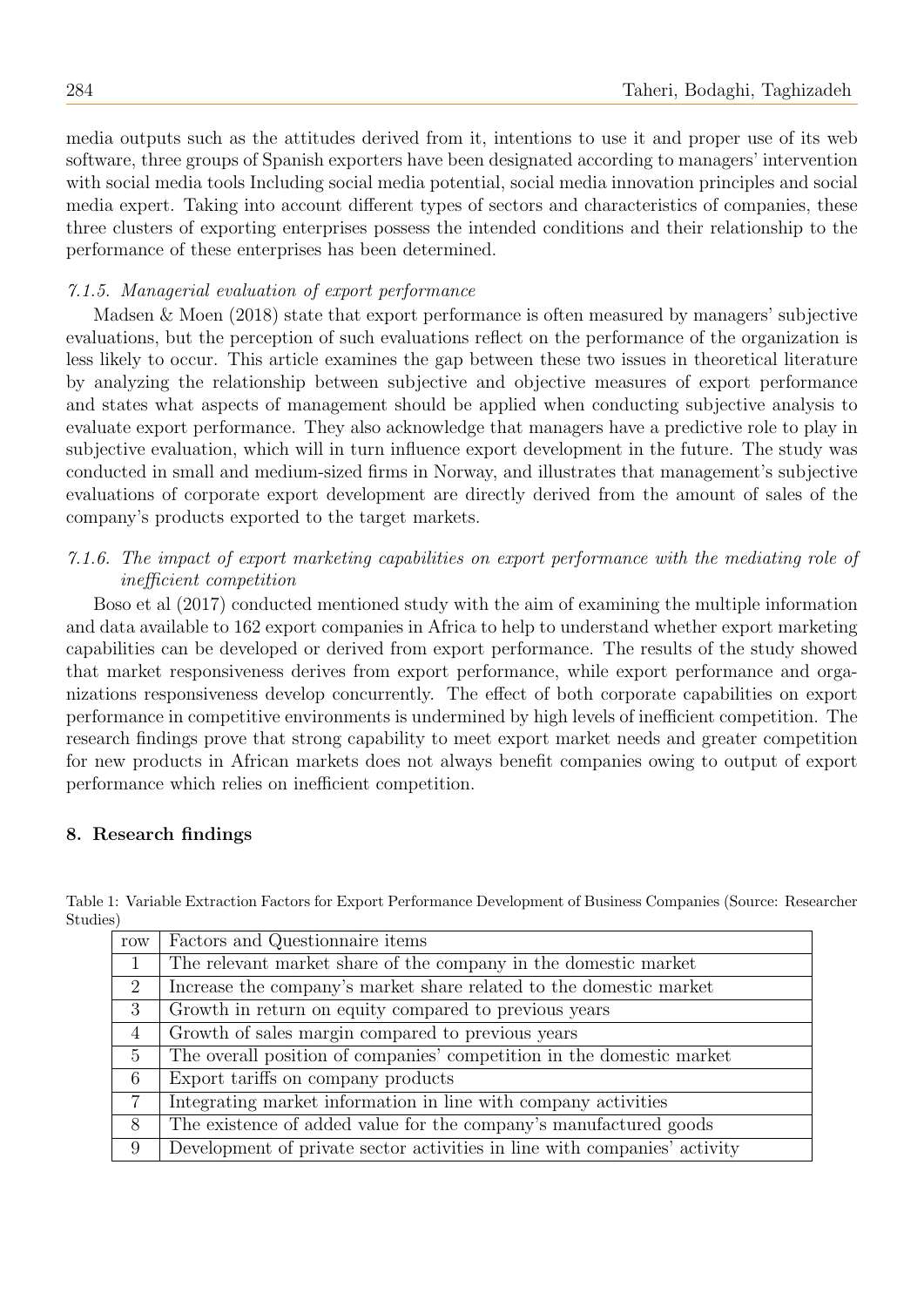media outputs such as the attitudes derived from it, intentions to use it and proper use of its web software, three groups of Spanish exporters have been designated according to managers' intervention with social media tools Including social media potential, social media innovation principles and social media expert. Taking into account different types of sectors and characteristics of companies, these three clusters of exporting enterprises possess the intended conditions and their relationship to the performance of these enterprises has been determined.

#### *7.1.5. Managerial evaluation of export performance*

Madsen & Moen (2018) state that export performance is often measured by managers' subjective evaluations, but the perception of such evaluations reflect on the performance of the organization is less likely to occur. This article examines the gap between these two issues in theoretical literature by analyzing the relationship between subjective and objective measures of export performance and states what aspects of management should be applied when conducting subjective analysis to evaluate export performance. They also acknowledge that managers have a predictive role to play in subjective evaluation, which will in turn influence export development in the future. The study was conducted in small and medium-sized firms in Norway, and illustrates that management's subjective evaluations of corporate export development are directly derived from the amount of sales of the company's products exported to the target markets.

#### *7.1.6. The impact of export marketing capabilities on export performance with the mediating role of inefficient competition*

Boso et al (2017) conducted mentioned study with the aim of examining the multiple information and data available to 162 export companies in Africa to help to understand whether export marketing capabilities can be developed or derived from export performance. The results of the study showed that market responsiveness derives from export performance, while export performance and organizations responsiveness develop concurrently. The effect of both corporate capabilities on export performance in competitive environments is undermined by high levels of inefficient competition. The research findings prove that strong capability to meet export market needs and greater competition for new products in African markets does not always benefit companies owing to output of export performance which relies on inefficient competition.

## 8. Research findings

Table 1: Variable Extraction Factors for Export Performance Development of Business Companies (Source: Researcher Studies)

| row | Factors and Questionnaire items |
|---|---|
| 1 | The relevant market share of the company in the domestic market |
| 2 | Increase the company's market share related to the domestic market |
| 3 | Growth in return on equity compared to previous years |
| 4 | Growth of sales margin compared to previous years |
| 5 | The overall position of companies' competition in the domestic market |
| 6 | Export tariffs on company products |
| 7 | Integrating market information in line with company activities |
| 8 | The existence of added value for the company's manufactured goods |
| 9 | Development of private sector activities in line with companies' activity |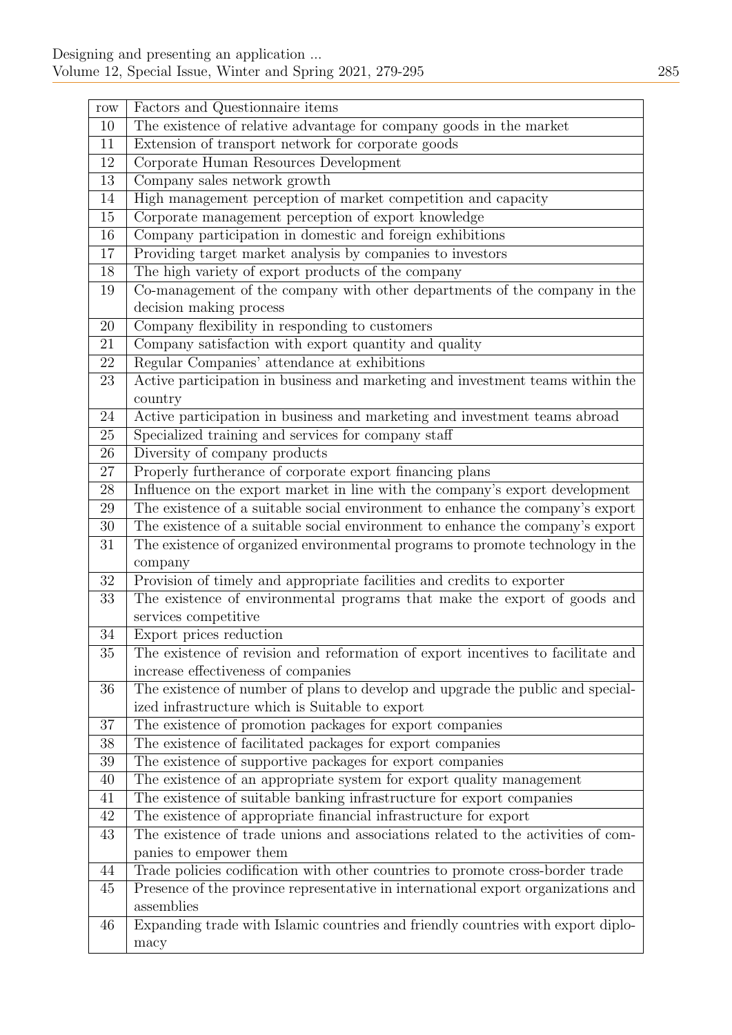| row | Factors and Questionnaire items |
|---|---|
| 10 | The existence of relative advantage for company goods in the market |
| 11 | Extension of transport network for corporate goods |
| 12 | Corporate Human Resources Development |
| 13 | Company sales network growth |
| 14 | High management perception of market competition and capacity |
| 15 | Corporate management perception of export knowledge |
| 16 | Company participation in domestic and foreign exhibitions |
| 17 | Providing target market analysis by companies to investors |
| 18 | The high variety of export products of the company |
| 19 | Co-management of the company with other departments of the company in the decision making process |
| 20 | Company flexibility in responding to customers |
| 21 | Company satisfaction with export quantity and quality |
| 22 | Regular Companies' attendance at exhibitions |
| 23 | Active participation in business and marketing and investment teams within the country |
| 24 | Active participation in business and marketing and investment teams abroad |
| 25 | Specialized training and services for company staff |
| 26 | Diversity of company products |
| 27 | Properly furtherance of corporate export financing plans |
| 28 | Influence on the export market in line with the company's export development |
| 29 | The existence of a suitable social environment to enhance the company's export |
| 30 | The existence of a suitable social environment to enhance the company's export |
| 31 | The existence of organized environmental programs to promote technology in the company |
| 32 | Provision of timely and appropriate facilities and credits to exporter |
| 33 | The existence of environmental programs that make the export of goods and services competitive |
| 34 | Export prices reduction |
| 35 | The existence of revision and reformation of export incentives to facilitate and increase effectiveness of companies |
| 36 | The existence of number of plans to develop and upgrade the public and specialized infrastructure which is Suitable to export |
| 37 | The existence of promotion packages for export companies |
| 38 | The existence of facilitated packages for export companies |
| 39 | The existence of supportive packages for export companies |
| 40 | The existence of an appropriate system for export quality management |
| 41 | The existence of suitable banking infrastructure for export companies |
| 42 | The existence of appropriate financial infrastructure for export |
| 43 | The existence of trade unions and associations related to the activities of companies to empower them |
| 44 | Trade policies codification with other countries to promote cross-border trade |
| 45 | Presence of the province representative in international export organizations and assemblies |
| 46 | Expanding trade with Islamic countries and friendly countries with export diplomacy |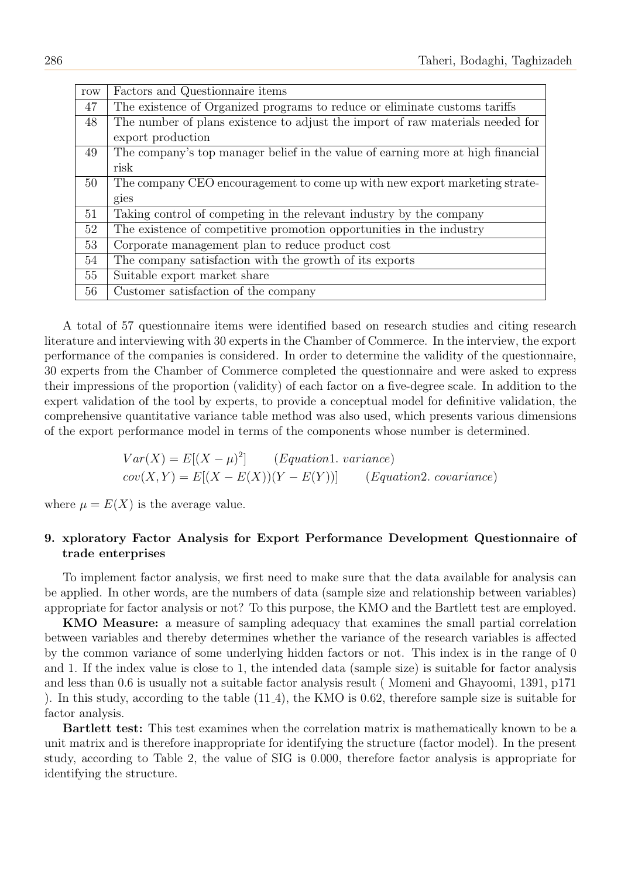| row | Factors and Questionnaire items |
|---|---|
| 47 | The existence of Organized programs to reduce or eliminate customs tariffs |
| 48 | The number of plans existence to adjust the import of raw materials needed for export production |
| 49 | The company's top manager belief in the value of earning more at high financial risk |
| 50 | The company CEO encouragement to come up with new export marketing strategies |
| 51 | Taking control of competing in the relevant industry by the company |
| 52 | The existence of competitive promotion opportunities in the industry |
| 53 | Corporate management plan to reduce product cost |
| 54 | The company satisfaction with the growth of its exports |
| 55 | Suitable export market share |
| 56 | Customer satisfaction of the company |

A total of 57 questionnaire items were identified based on research studies and citing research literature and interviewing with 30 experts in the Chamber of Commerce. In the interview, the export performance of the companies is considered. In order to determine the validity of the questionnaire, 30 experts from the Chamber of Commerce completed the questionnaire and were asked to express their impressions of the proportion (validity) of each factor on a five-degree scale. In addition to the expert validation of the tool by experts, to provide a conceptual model for definitive validation, the comprehensive quantitative variance table method was also used, which presents various dimensions of the export performance model in terms of the components whose number is determined.

$$Var(X) = E[(X-\mu)^2] \qquad (Equation1.\ variance)$$

$$cov(X,Y) = E[(X-E(X))(Y-E(Y))] \qquad (Equation2.\ covariance)$$

where $\mu = E(X)$ is the average value.

## 9. xploratory Factor Analysis for Export Performance Development Questionnaire of trade enterprises

To implement factor analysis, we first need to make sure that the data available for analysis can be applied. In other words, are the numbers of data (sample size and relationship between variables) appropriate for factor analysis or not? To this purpose, the KMO and the Bartlett test are employed.

**KMO Measure:** a measure of sampling adequacy that examines the small partial correlation between variables and thereby determines whether the variance of the research variables is affected by the common variance of some underlying hidden factors or not. This index is in the range of 0 and 1. If the index value is close to 1, the intended data (sample size) is suitable for factor analysis and less than 0.6 is usually not a suitable factor analysis result ( Momeni and Ghayoomi, 1391, p171 ). In this study, according to the table (11_4), the KMO is 0.62, therefore sample size is suitable for factor analysis.

**Bartlett test:** This test examines when the correlation matrix is mathematically known to be a unit matrix and is therefore inappropriate for identifying the structure (factor model). In the present study, according to Table 2, the value of SIG is 0.000, therefore factor analysis is appropriate for identifying the structure.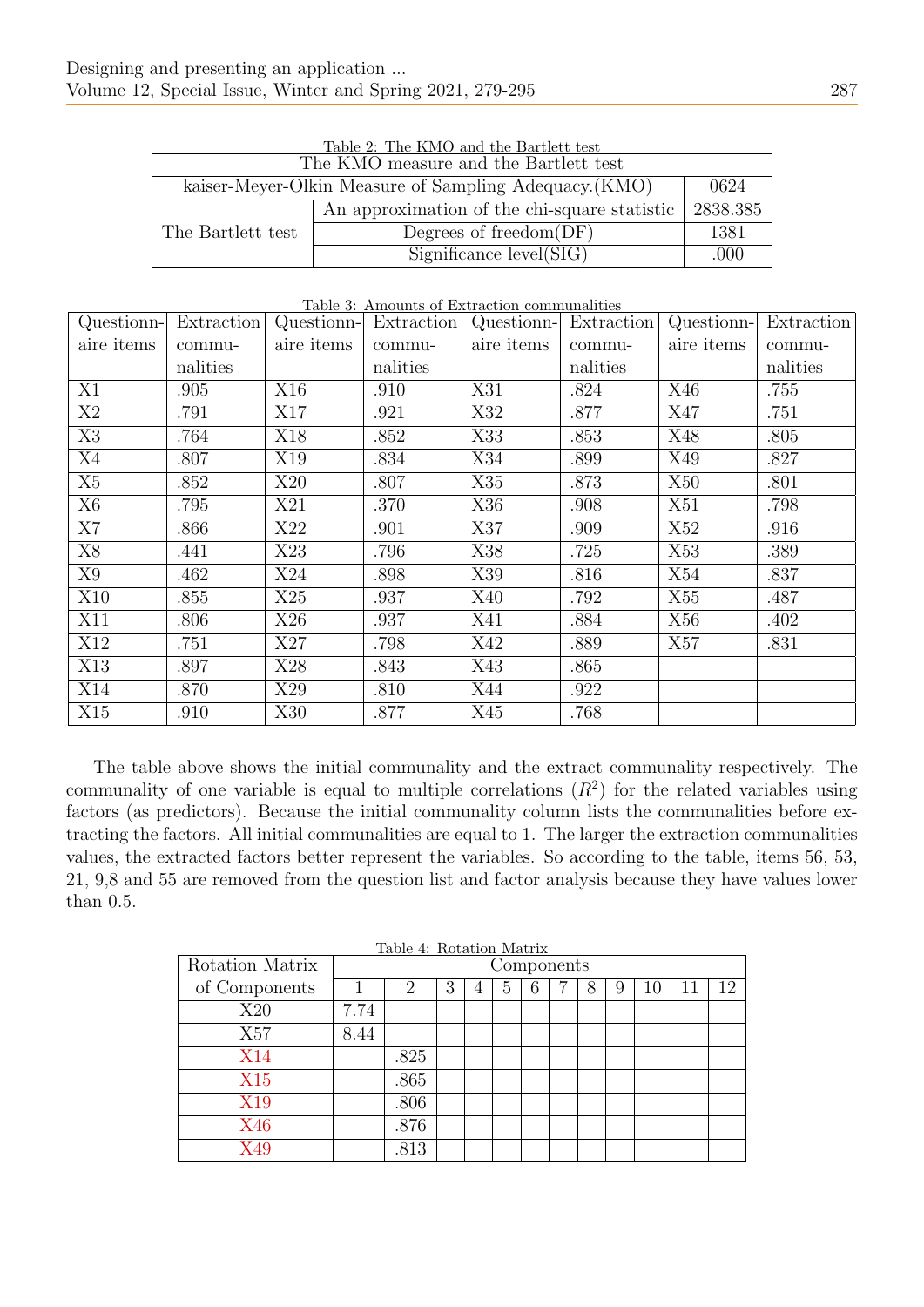Table 2: The KMO and the Bartlett test

| The KMO measure and the Bartlett test | | |
|---|---|---|
| kaiser-Meyer-Olkin Measure of Sampling Adequacy.(KMO) | | 0624 |
| The Bartlett test | An approximation of the chi-square statistic | 2838.385 |
| | Degrees of freedom(DF) | 1381 |
| | Significance level(SIG) | .000 |

Table 3: Amounts of Extraction communalities

| Questionnaire items | Extraction communalities | Questionnaire items | Extraction communalities | Questionnaire items | Extraction communalities | Questionnaire items | Extraction communalities |
|---|---|---|---|---|---|---|---|
| X1 | .905 | X16 | .910 | X31 | .824 | X46 | .755 |
| X2 | .791 | X17 | .921 | X32 | .877 | X47 | .751 |
| X3 | .764 | X18 | .852 | X33 | .853 | X48 | .805 |
| X4 | .807 | X19 | .834 | X34 | .899 | X49 | .827 |
| X5 | .852 | X20 | .807 | X35 | .873 | X50 | .801 |
| X6 | .795 | X21 | .370 | X36 | .908 | X51 | .798 |
| X7 | .866 | X22 | .901 | X37 | .909 | X52 | .916 |
| X8 | .441 | X23 | .796 | X38 | .725 | X53 | .389 |
| X9 | .462 | X24 | .898 | X39 | .816 | X54 | .837 |
| X10 | .855 | X25 | .937 | X40 | .792 | X55 | .487 |
| X11 | .806 | X26 | .937 | X41 | .884 | X56 | .402 |
| X12 | .751 | X27 | .798 | X42 | .889 | X57 | .831 |
| X13 | .897 | X28 | .843 | X43 | .865 | | |
| X14 | .870 | X29 | .810 | X44 | .922 | | |
| X15 | .910 | X30 | .877 | X45 | .768 | | |

The table above shows the initial communality and the extract community respectively. The communality of one variable is equal to multiple correlations ($R^2$) for the related variables using factors (as predictors). Because the initial communality column lists the communalities before extracting the factors. All initial communalities are equal to 1. The larger the extraction communalities values, the extracted factors better represent the variables. So according to the table, items 56, 53, 21, 9,8 and 55 are removed from the question list and factor analysis because they have values lower than 0.5.

Table 4: Rotation Matrix

| Rotation Matrix of Components | Components | | | | | | | | | | | |
|---|---|---|---|---|---|---|---|---|---|---|---|---|
| | 1 | 2 | 3 | 4 | 5 | 6 | 7 | 8 | 9 | 10 | 11 | 12 |
| X20 | 7.74 | | | | | | | | | | | |
| X57 | 8.44 | | | | | | | | | | | |
| X14 | | .825 | | | | | | | | | | |
| X15 | | .865 | | | | | | | | | | |
| X19 | | .806 | | | | | | | | | | |
| X46 | | .876 | | | | | | | | | | |
| X49 | | .813 | | | | | | | | | | |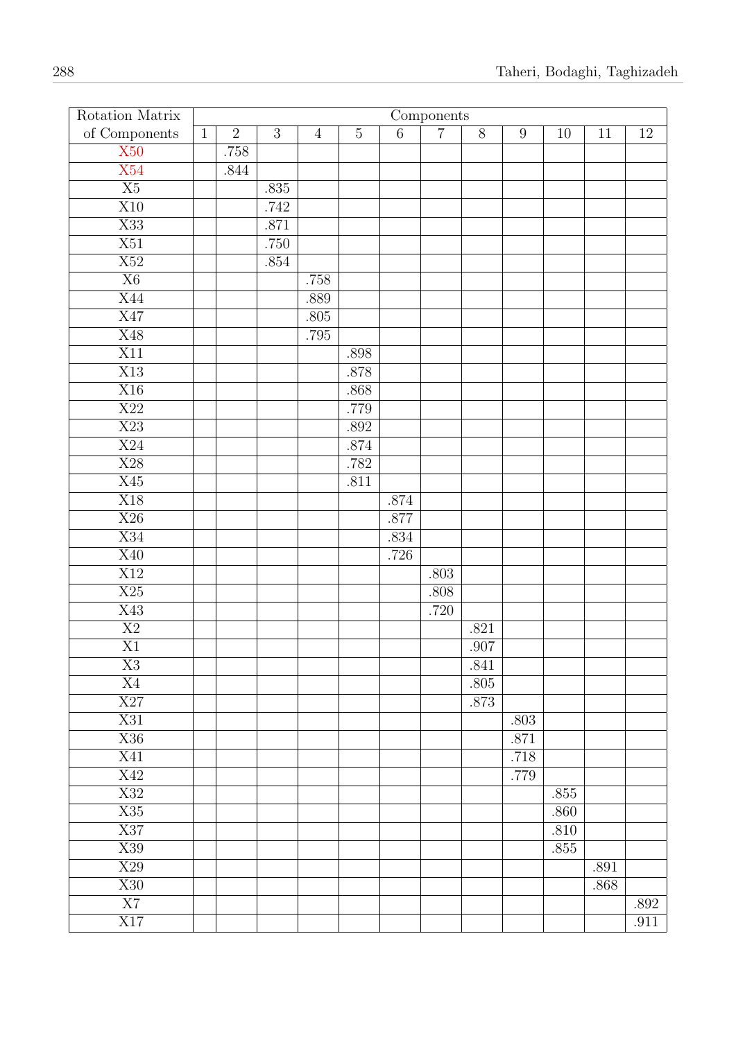| Rotation Matrix | Components | | | | | | | | | | | |
|---|---|---|---|---|---|---|---|---|---|---|---|---|
| of Components | 1 | 2 | 3 | 4 | 5 | 6 | 7 | 8 | 9 | 10 | 11 | 12 |
| X50 | | .758 | | | | | | | | | | |
| X54 | | .844 | | | | | | | | | | |
| X5 | | | .835 | | | | | | | | | |
| X10 | | | .742 | | | | | | | | | |
| X33 | | | .871 | | | | | | | | | |
| X51 | | | .750 | | | | | | | | | |
| X52 | | | .854 | | | | | | | | | |
| X6 | | | | .758 | | | | | | | | |
| X44 | | | | .889 | | | | | | | | |
| X47 | | | | .805 | | | | | | | | |
| X48 | | | | .795 | | | | | | | | |
| X11 | | | | | .898 | | | | | | | |
| X13 | | | | | .878 | | | | | | | |
| X16 | | | | | .868 | | | | | | | |
| X22 | | | | | .779 | | | | | | | |
| X23 | | | | | .892 | | | | | | | |
| X24 | | | | | .874 | | | | | | | |
| X28 | | | | | .782 | | | | | | | |
| X45 | | | | | .811 | | | | | | | |
| X18 | | | | | | .874 | | | | | | |
| X26 | | | | | | .877 | | | | | | |
| X34 | | | | | | .834 | | | | | | |
| X40 | | | | | | .726 | | | | | | |
| X12 | | | | | | | .803 | | | | | |
| X25 | | | | | | | .808 | | | | | |
| X43 | | | | | | | .720 | | | | | |
| X2 | | | | | | | | .821 | | | | |
| X1 | | | | | | | | .907 | | | | |
| X3 | | | | | | | | .841 | | | | |
| X4 | | | | | | | | .805 | | | | |
| X27 | | | | | | | | .873 | | | | |
| X31 | | | | | | | | | .803 | | | |
| X36 | | | | | | | | | .871 | | | |
| X41 | | | | | | | | | .718 | | | |
| X42 | | | | | | | | | .779 | | | |
| X32 | | | | | | | | | | .855 | | |
| X35 | | | | | | | | | | .860 | | |
| X37 | | | | | | | | | | .810 | | |
| X39 | | | | | | | | | | .855 | | |
| X29 | | | | | | | | | | | .891 | |
| X30 | | | | | | | | | | | .868 | |
| X7 | | | | | | | | | | | | .892 |
| X17 | | | | | | | | | | | | .911 |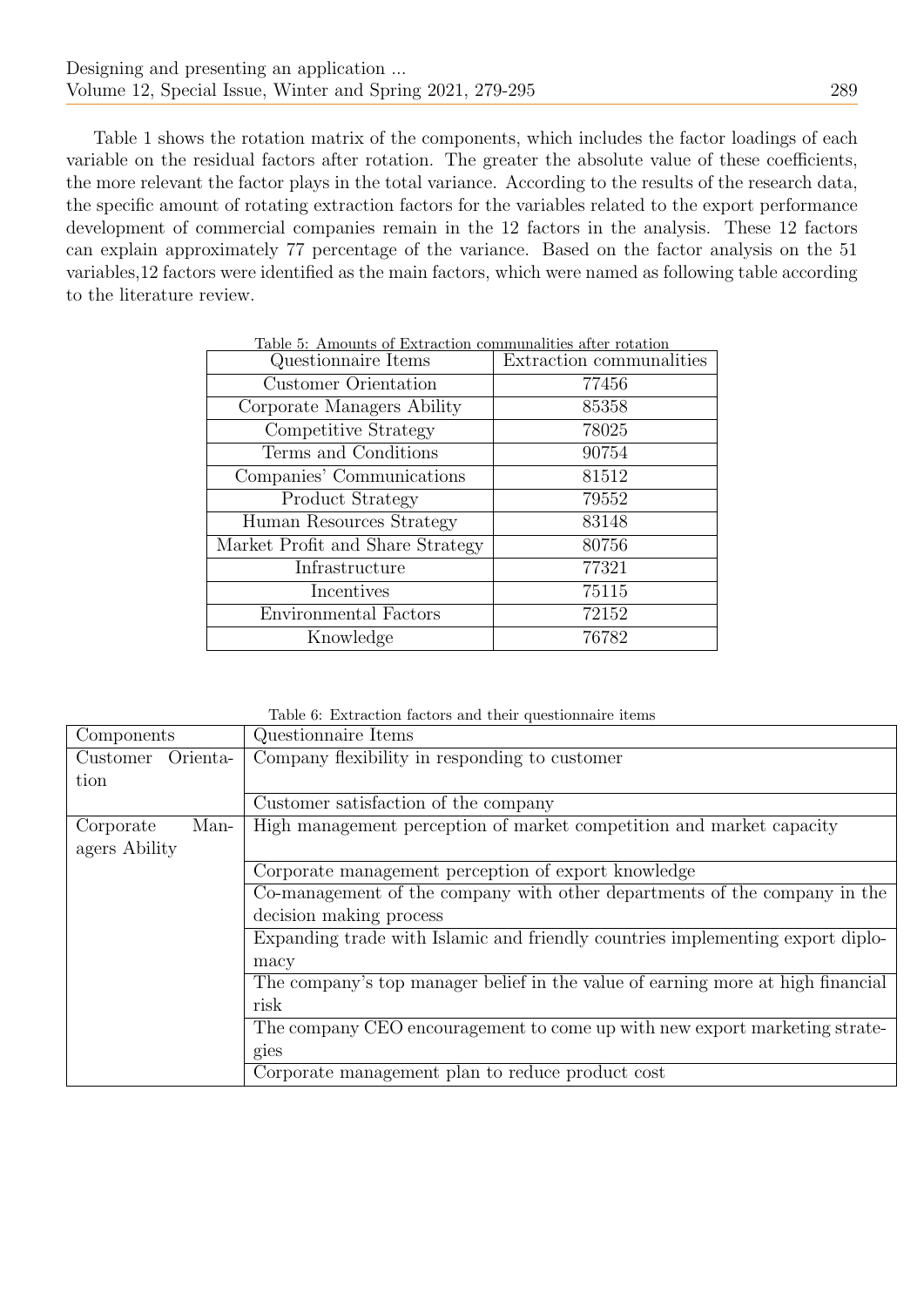Table 1 shows the rotation matrix of the components, which includes the factor loadings of each variable on the residual factors after rotation. The greater the absolute value of these coefficients, the more relevant the factor plays in the total variance. According to the results of the research data, the specific amount of rotating extraction factors for the variables related to the export performance development of commercial companies remain in the 12 factors in the analysis. These 12 factors can explain approximately 77 percentage of the variance. Based on the factor analysis on the 51 variables,12 factors were identified as the main factors, which were named as following table according to the literature review.

Table 5: Amounts of Extraction communalities after rotation

| Questionnaire Items | Extraction communalities |
|---|---|
| Customer Orientation | 77456 |
| Corporate Managers Ability | 85358 |
| Competitive Strategy | 78025 |
| Terms and Conditions | 90754 |
| Companies' Communications | 81512 |
| Product Strategy | 79552 |
| Human Resources Strategy | 83148 |
| Market Profit and Share Strategy | 80756 |
| Infrastructure | 77321 |
| Incentives | 75115 |
| Environmental Factors | 72152 |
| Knowledge | 76782 |

Table 6: Extraction factors and their questionnaire items

| Components | Questionnaire Items |
|---|---|
| Customer Orientation | Company flexibility in responding to customer |
| | Customer satisfaction of the company |
| Corporate Managers Ability | High management perception of market competition and market capacity |
| | Corporate management perception of export knowledge |
| | Co-management of the company with other departments of the company in the decision making process |
| | Expanding trade with Islamic and friendly countries implementing export diplomacy |
| | The company's top manager belief in the value of earning more at high financial risk |
| | The company CEO encouragement to come up with new export marketing strategies |
| | Corporate management plan to reduce product cost |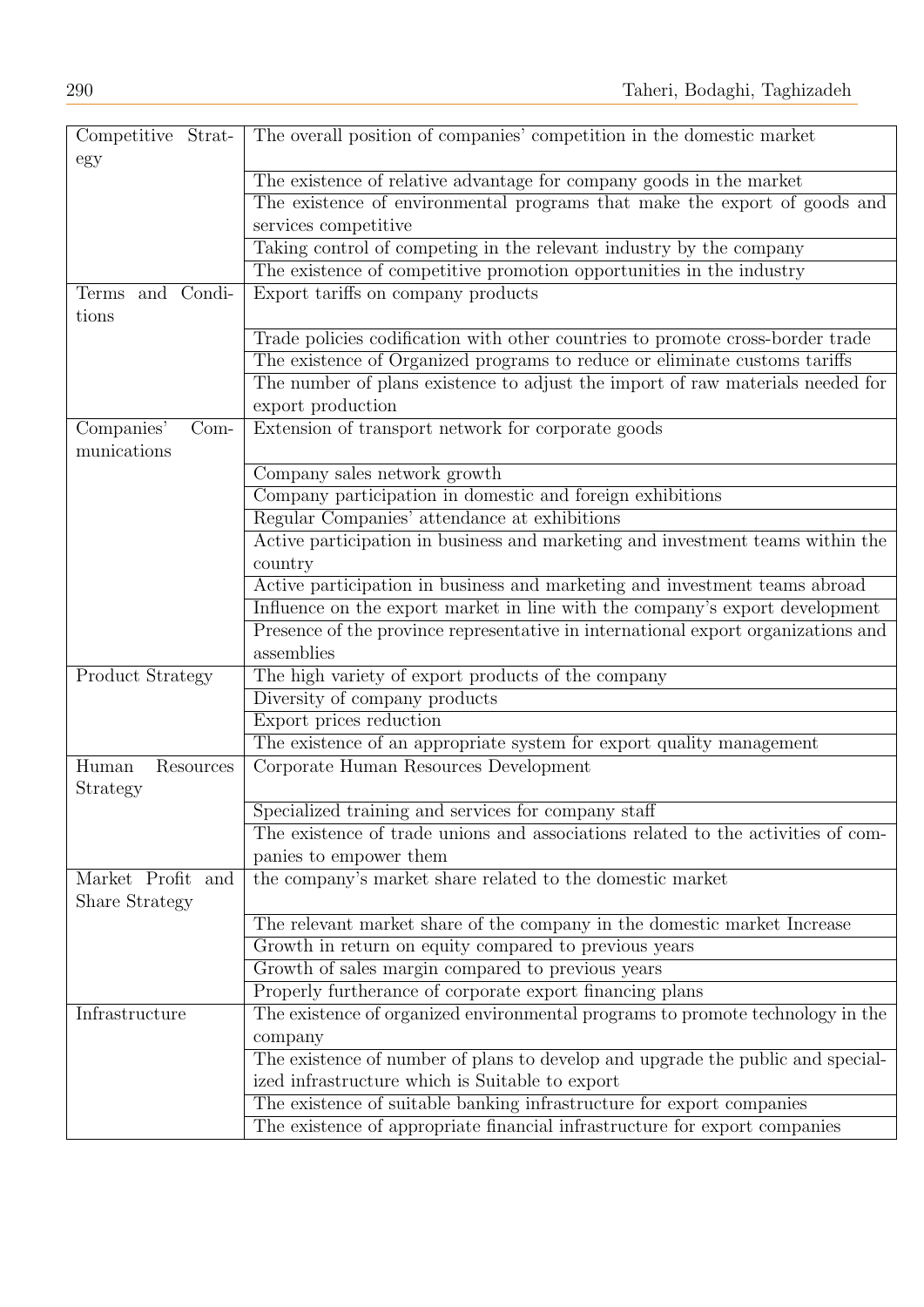| | |
|---|---|
| Competitive Strategy | The overall position of companies' competition in the domestic market |
| | The existence of relative advantage for company goods in the market |
| | The existence of environmental programs that make the export of goods and services competitive |
| | Taking control of competing in the relevant industry by the company |
| | The existence of competitive promotion opportunities in the industry |
| Terms and Conditions | Export tariffs on company products |
| | Trade policies codification with other countries to promote cross-border trade |
| | The existence of Organized programs to reduce or eliminate customs tariffs |
| | The number of plans existence to adjust the import of raw materials needed for export production |
| Companies' Communications | Extension of transport network for corporate goods |
| | Company sales network growth |
| | Company participation in domestic and foreign exhibitions |
| | Regular Companies' attendance at exhibitions |
| | Active participation in business and marketing and investment teams within the country |
| | Active participation in business and marketing and investment teams abroad |
| | Influence on the export market in line with the company's export development |
| | Presence of the province representative in international export organizations and assemblies |
| Product Strategy | The high variety of export products of the company |
| | Diversity of company products |
| | Export prices reduction |
| | The existence of an appropriate system for export quality management |
| Human Resources Strategy | Corporate Human Resources Development |
| | Specialized training and services for company staff |
| | The existence of trade unions and associations related to the activities of companies to empower them |
| Market Profit and Share Strategy | the company's market share related to the domestic market |
| | The relevant market share of the company in the domestic market Increase |
| | Growth in return on equity compared to previous years |
| | Growth of sales margin compared to previous years |
| | Properly furtherance of corporate export financing plans |
| Infrastructure | The existence of organized environmental programs to promote technology in the company |
| | The existence of number of plans to develop and upgrade the public and specialized infrastructure which is Suitable to export |
| | The existence of suitable banking infrastructure for export companies |
| | The existence of appropriate financial infrastructure for export companies |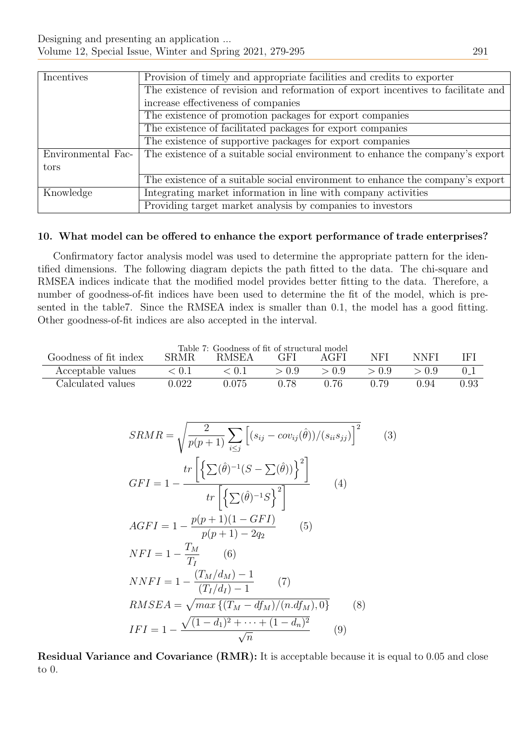| Incentives | Provision of timely and appropriate facilities and credits to exporter |
|---|---|
| | The existence of revision and reformation of export incentives to facilitate and increase effectiveness of companies |
| | The existence of promotion packages for export companies |
| | The existence of facilitated packages for export companies |
| | The existence of supportive packages for export companies |
| Environmental Factors | The existence of a suitable social environment to enhance the company's export |
| | The existence of a suitable social environment to enhance the company's export |
| Knowledge | Integrating market information in line with company activities |
| | Providing target market analysis by companies to investors |

### 10. What model can be offered to enhance the export performance of trade enterprises?

Confirmatory factor analysis model was used to determine the appropriate pattern for the identified dimensions. The following diagram depicts the path fitted to the data. The chi-square and RMSEA indices indicate that the modified model provides better fitting to the data. Therefore, a number of goodness-of-fit indices have been used to determine the fit of the model, which is presented in the table7. Since the RMSEA index is smaller than 0.1, the model has a good fitting. Other goodness-of-fit indices are also accepted in the interval.

Table 7: Goodness of fit of structural model

| Goodness of fit index | SRMR | RMSEA | GFI | AGFI | NFI | NNFI | IFI |
|---|---|---|---|---|---|---|---|
| Acceptable values | $< 0.1$ | $< 0.1$ | $> 0.9$ | $> 0.9$ | $> 0.9$ | $> 0.9$ | 0_1 |
| Calculated values | 0.022 | 0.075 | 0.78 | 0.76 | 0.79 | 0.94 | 0.93 |

$$SRMR = \sqrt{\frac{2}{p(p+1)} \sum_{i \leq j} \left[ (s_{ij} - cov_{ij}(\hat{\theta}))/(s_{ii}s_{jj}) \right]^2} \qquad (3)$$

$$GFI = 1 - \frac{tr\left[ \left\{ \sum(\hat{\theta})^{-1}(S - \sum(\hat{\theta})) \right\}^2 \right]}{tr\left[ \left\{ \sum(\hat{\theta})^{-1} S \right\}^2 \right]} \qquad (4)$$

$$AGFI = 1 - \frac{p(p+1)(1 - GFI)}{p(p+1) - 2q_2} \qquad (5)$$

$$NFI = 1 - \frac{T_M}{T_I} \qquad (6)$$

$$NNFI = 1 - \frac{(T_M/d_M) - 1}{(T_I/d_I) - 1} \qquad (7)$$

$$RMSEA = \sqrt{max\left\{ (T_M - df_M)/(n.df_M), 0 \right\}} \qquad (8)$$

$$IFI = 1 - \frac{\sqrt{(1-d_1)^2 + \cdots + (1-d_n)^2}}{\sqrt{n}} \qquad (9)$$

**Residual Variance and Covariance (RMR):** It is acceptable because it is equal to 0.05 and close to 0.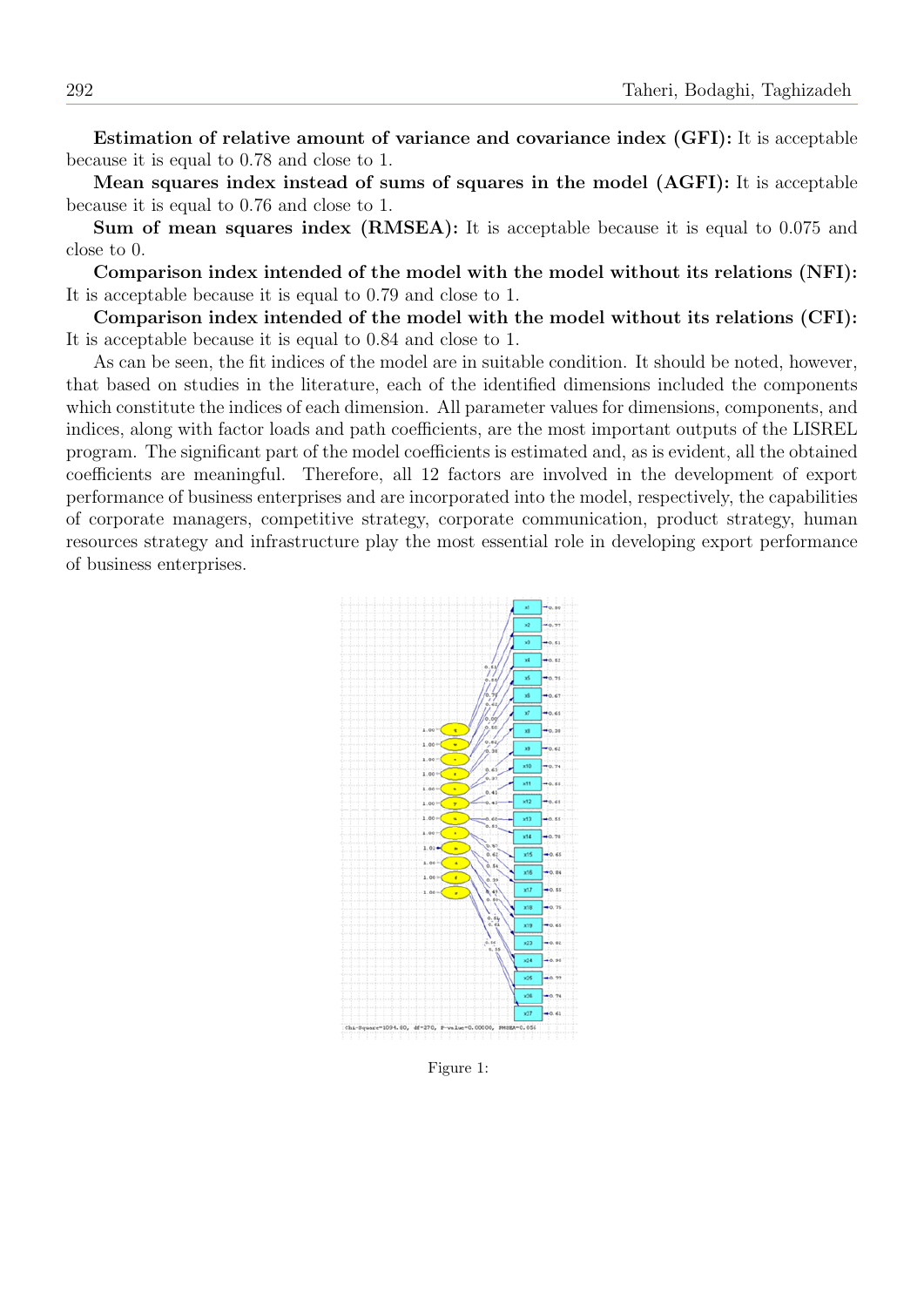**Estimation of relative amount of variance and covariance index (GFI):** It is acceptable because it is equal to 0.78 and close to 1.

**Mean squares index instead of sums of squares in the model (AGFI):** It is acceptable because it is equal to 0.76 and close to 1.

**Sum of mean squares index (RMSEA):** It is acceptable because it is equal to 0.075 and close to 0.

**Comparison index intended of the model with the model without its relations (NFI):** It is acceptable because it is equal to 0.79 and close to 1.

**Comparison index intended of the model with the model without its relations (CFI):** It is acceptable because it is equal to 0.84 and close to 1.

As can be seen, the fit indices of the model are in suitable condition. It should be noted, however, that based on studies in the literature, each of the identified dimensions included the components which constitute the indices of each dimension. All parameter values for dimensions, components, and indices, along with factor loads and path coefficients, are the most important outputs of the LISREL program. The significant part of the model coefficients is estimated and, as is evident, all the obtained coefficients are meaningful. Therefore, all 12 factors are involved in the development of export performance of business enterprises and are incorporated into the model, respectively, the capabilities of corporate managers, competitive strategy, corporate communication, product strategy, human resources strategy and infrastructure play the most essential role in developing export performance of business enterprises.

Figure 1: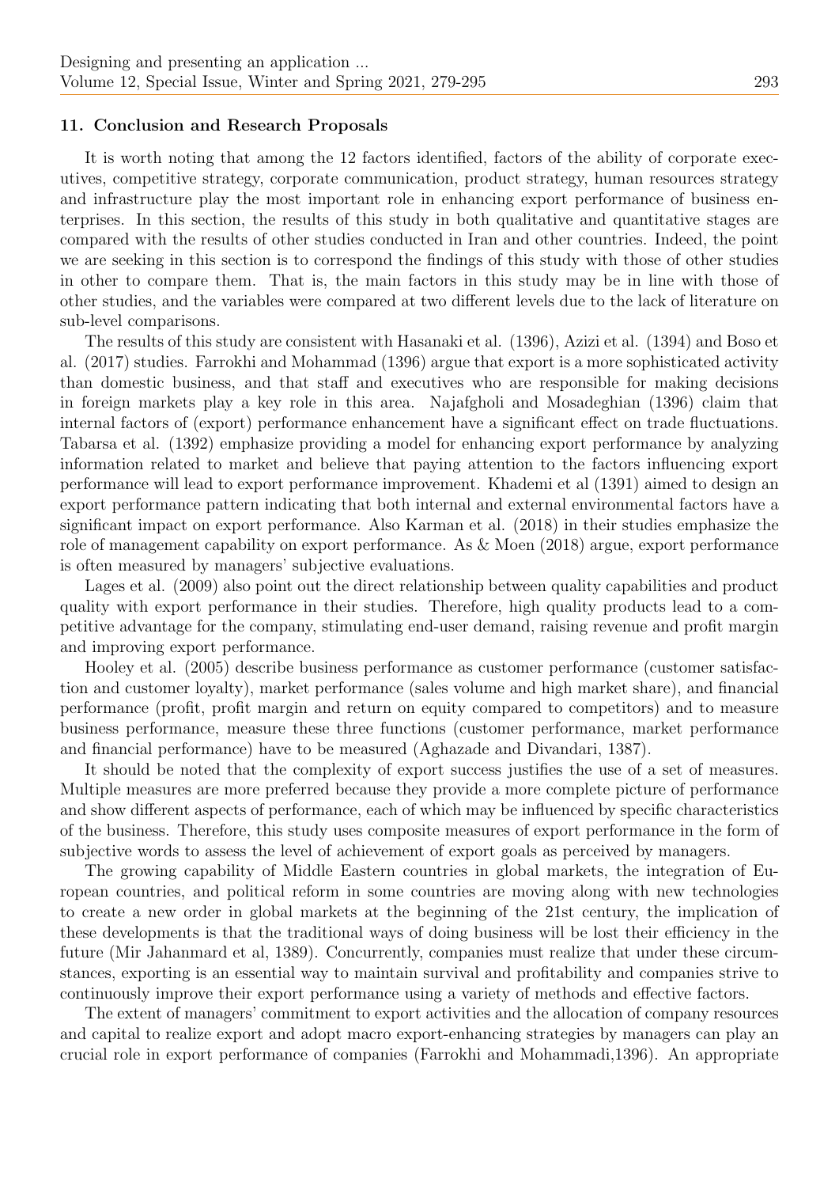### 11. Conclusion and Research Proposals

It is worth noting that among the 12 factors identified, factors of the ability of corporate executives, competitive strategy, corporate communication, product strategy, human resources strategy and infrastructure play the most important role in enhancing export performance of business enterprises. In this section, the results of this study in both qualitative and quantitative stages are compared with the results of other studies conducted in Iran and other countries. Indeed, the point we are seeking in this section is to correspond the findings of this study with those of other studies in other to compare them. That is, the main factors in this study may be in line with those of other studies, and the variables were compared at two different levels due to the lack of literature on sub-level comparisons.

The results of this study are consistent with Hasanaki et al. (1396), Azizi et al. (1394) and Boso et al. (2017) studies. Farrokhi and Mohammad (1396) argue that export is a more sophisticated activity than domestic business, and that staff and executives who are responsible for making decisions in foreign markets play a key role in this area. Najafgholi and Mosadeghian (1396) claim that internal factors of (export) performance enhancement have a significant effect on trade fluctuations. Tabarsa et al. (1392) emphasize providing a model for enhancing export performance by analyzing information related to market and believe that paying attention to the factors influencing export performance will lead to export performance improvement. Khademi et al (1391) aimed to design an export performance pattern indicating that both internal and external environmental factors have a significant impact on export performance. Also Karman et al. (2018) in their studies emphasize the role of management capability on export performance. As & Moen (2018) argue, export performance is often measured by managers' subjective evaluations.

Lages et al. (2009) also point out the direct relationship between quality capabilities and product quality with export performance in their studies. Therefore, high quality products lead to a competitive advantage for the company, stimulating end-user demand, raising revenue and profit margin and improving export performance.

Hooley et al. (2005) describe business performance as customer performance (customer satisfaction and customer loyalty), market performance (sales volume and high market share), and financial performance (profit, profit margin and return on equity compared to competitors) and to measure business performance, measure these three functions (customer performance, market performance and financial performance) have to be measured (Aghazade and Divandari, 1387).

It should be noted that the complexity of export success justifies the use of a set of measures. Multiple measures are more preferred because they provide a more complete picture of performance and show different aspects of performance, each of which may be influenced by specific characteristics of the business. Therefore, this study uses composite measures of export performance in the form of subjective words to assess the level of achievement of export goals as perceived by managers.

The growing capability of Middle Eastern countries in global markets, the integration of European countries, and political reform in some countries are moving along with new technologies to create a new order in global markets at the beginning of the 21st century, the implication of these developments is that the traditional ways of doing business will be lost their efficiency in the future (Mir Jahanmard et al, 1389). Concurrently, companies must realize that under these circumstances, exporting is an essential way to maintain survival and profitability and companies strive to continuously improve their export performance using a variety of methods and effective factors.

The extent of managers' commitment to export activities and the allocation of company resources and capital to realize export and adopt macro export-enhancing strategies by managers can play an crucial role in export performance of companies (Farrokhi and Mohammadi,1396). An appropriate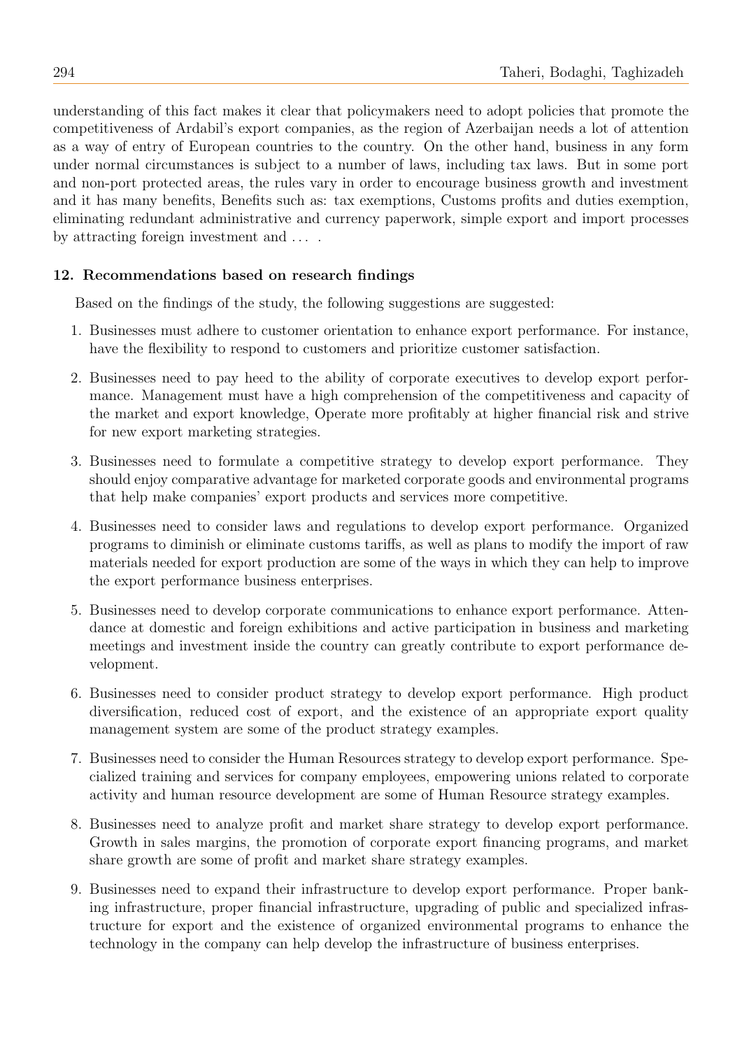understanding of this fact makes it clear that policymakers need to adopt policies that promote the competitiveness of Ardabil's export companies, as the region of Azerbaijan needs a lot of attention as a way of entry of European countries to the country. On the other hand, business in any form under normal circumstances is subject to a number of laws, including tax laws. But in some port and non-port protected areas, the rules vary in order to encourage business growth and investment and it has many benefits, Benefits such as: tax exemptions, Customs profits and duties exemption, eliminating redundant administrative and currency paperwork, simple export and import processes by attracting foreign investment and ... .

## 12. Recommendations based on research findings

Based on the findings of the study, the following suggestions are suggested:

1. Businesses must adhere to customer orientation to enhance export performance. For instance, have the flexibility to respond to customers and prioritize customer satisfaction.
2. Businesses need to pay heed to the ability of corporate executives to develop export performance. Management must have a high comprehension of the competitiveness and capacity of the market and export knowledge, Operate more profitably at higher financial risk and strive for new export marketing strategies.
3. Businesses need to formulate a competitive strategy to develop export performance. They should enjoy comparative advantage for marketed corporate goods and environmental programs that help make companies' export products and services more competitive.
4. Businesses need to consider laws and regulations to develop export performance. Organized programs to diminish or eliminate customs tariffs, as well as plans to modify the import of raw materials needed for export production are some of the ways in which they can help to improve the export performance business enterprises.
5. Businesses need to develop corporate communications to enhance export performance. Attendance at domestic and foreign exhibitions and active participation in business and marketing meetings and investment inside the country can greatly contribute to export performance development.
6. Businesses need to consider product strategy to develop export performance. High product diversification, reduced cost of export, and the existence of an appropriate export quality management system are some of the product strategy examples.
7. Businesses need to consider the Human Resources strategy to develop export performance. Specialized training and services for company employees, empowering unions related to corporate activity and human resource development are some of Human Resource strategy examples.
8. Businesses need to analyze profit and market share strategy to develop export performance. Growth in sales margins, the promotion of corporate export financing programs, and market share growth are some of profit and market share strategy examples.
9. Businesses need to expand their infrastructure to develop export performance. Proper banking infrastructure, proper financial infrastructure, upgrading of public and specialized infrastructure for export and the existence of organized environmental programs to enhance the technology in the company can help develop the infrastructure of business enterprises.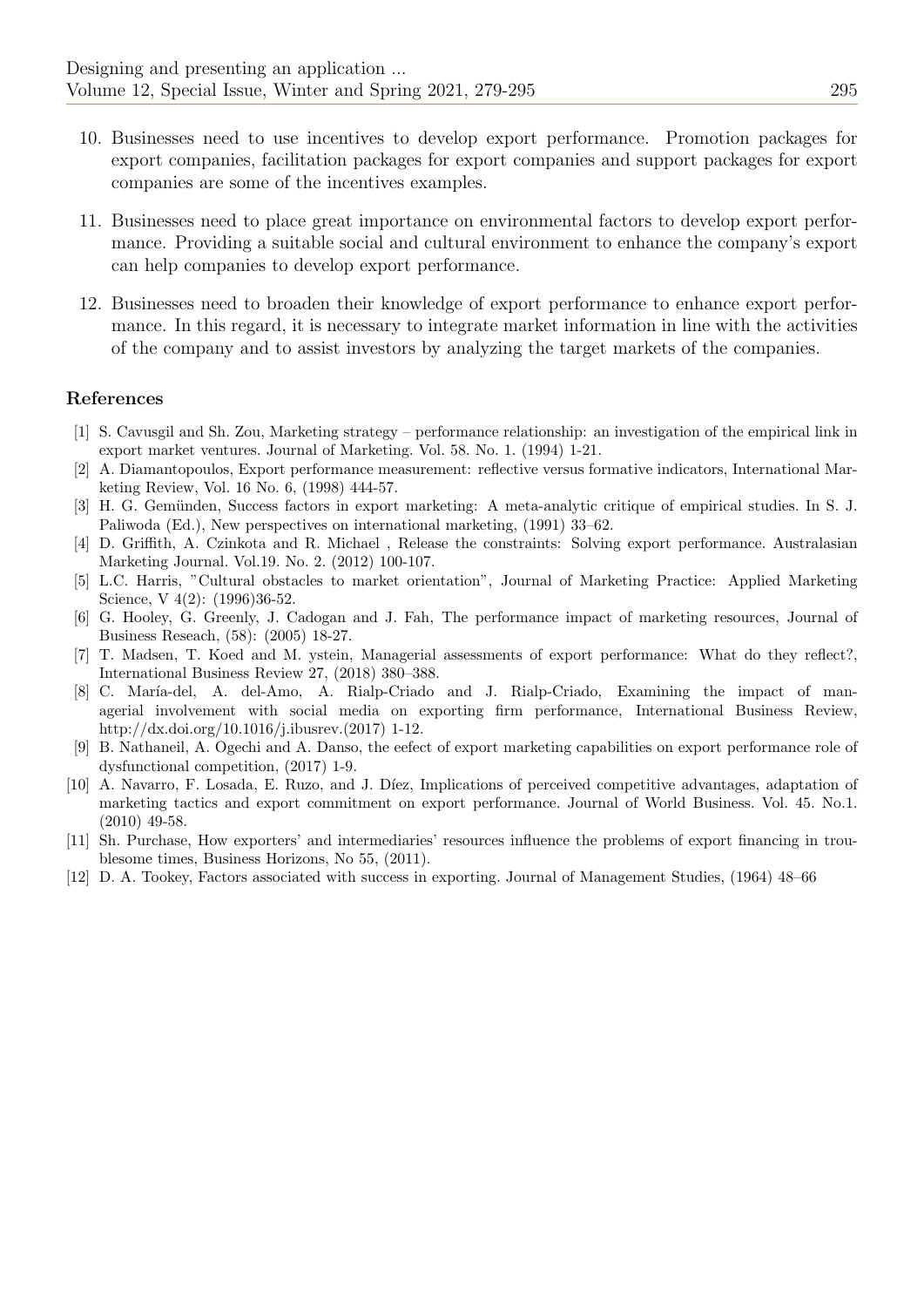10. Businesses need to use incentives to develop export performance. Promotion packages for export companies, facilitation packages for export companies and support packages for export companies are some of the incentives examples.

11. Businesses need to place great importance on environmental factors to develop export performance. Providing a suitable social and cultural environment to enhance the company's export can help companies to develop export performance.

12. Businesses need to broaden their knowledge of export performance to enhance export performance. In this regard, it is necessary to integrate market information in line with the activities of the company and to assist investors by analyzing the target markets of the companies.

## References

[1] S. Cavusgil and Sh. Zou, Marketing strategy – performance relationship: an investigation of the empirical link in export market ventures. Journal of Marketing. Vol. 58. No. 1. (1994) 1-21.

[2] A. Diamantopoulos, Export performance measurement: reflective versus formative indicators, International Marketing Review, Vol. 16 No. 6, (1998) 444-57.

[3] H. G. Gemünden, Success factors in export marketing: A meta-analytic critique of empirical studies. In S. J. Paliwoda (Ed.), New perspectives on international marketing, (1991) 33–62.

[4] D. Griffith, A. Czinkota and R. Michael , Release the constraints: Solving export performance. Australasian Marketing Journal. Vol.19. No. 2. (2012) 100-107.

[5] L.C. Harris, "Cultural obstacles to market orientation", Journal of Marketing Practice: Applied Marketing Science, V 4(2): (1996)36-52.

[6] G. Hooley, G. Greenly, J. Cadogan and J. Fah, The performance impact of marketing resources, Journal of Business Reseach, (58): (2005) 18-27.

[7] T. Madsen, T. Koed and M. ystein, Managerial assessments of export performance: What do they reflect?, International Business Review 27, (2018) 380–388.

[8] C. María-del, A. del-Amo, A. Rialp-Criado and J. Rialp-Criado, Examining the impact of managerial involvement with social media on exporting firm performance, International Business Review, http://dx.doi.org/10.1016/j.ibusrev.(2017) 1-12.

[9] B. Nathaneil, A. Ogechi and A. Danso, the eefect of export marketing capabilities on export performance role of dysfunctional competition, (2017) 1-9.

[10] A. Navarro, F. Losada, E. Ruzo, and J. Díez, Implications of perceived competitive advantages, adaptation of marketing tactics and export commitment on export performance. Journal of World Business. Vol. 45. No.1. (2010) 49-58.

[11] Sh. Purchase, How exporters' and intermediaries' resources influence the problems of export financing in troublesome times, Business Horizons, No 55, (2011).

[12] D. A. Tookey, Factors associated with success in exporting. Journal of Management Studies, (1964) 48–66